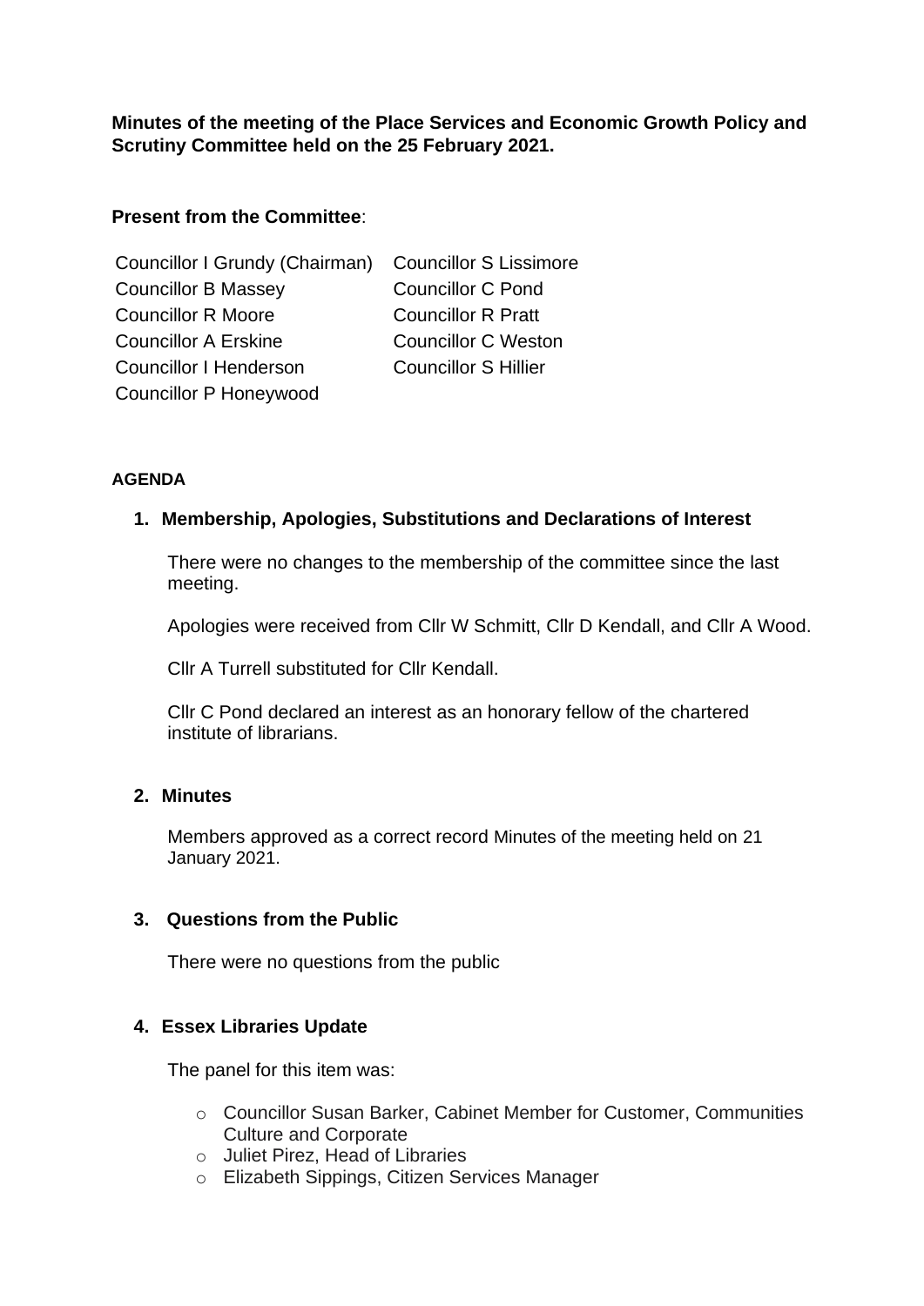**Minutes of the meeting of the Place Services and Economic Growth Policy and Scrutiny Committee held on the 25 February 2021.**

**Present from the Committee**:

Councillor I Grundy (Chairman)
Councillor B Massey
Councillor R Moore
Councillor A Erskine
Councillor I Henderson
Councillor P Honeywood
Councillor S Lissimore
Councillor C Pond
Councillor R Pratt
Councillor C Weston
Councillor S Hillier

**AGENDA**

**1. Membership, Apologies, Substitutions and Declarations of Interest**

There were no changes to the membership of the committee since the last meeting.

Apologies were received from Cllr W Schmitt, Cllr D Kendall, and Cllr A Wood.

Cllr A Turrell substituted for Cllr Kendall.

Cllr C Pond declared an interest as an honorary fellow of the chartered institute of librarians.

**2. Minutes**

Members approved as a correct record Minutes of the meeting held on 21 January 2021.

**3. Questions from the Public**

There were no questions from the public

**4. Essex Libraries Update**

The panel for this item was:

- Councillor Susan Barker, Cabinet Member for Customer, Communities Culture and Corporate
- Juliet Pirez, Head of Libraries
- Elizabeth Sippings, Citizen Services Manager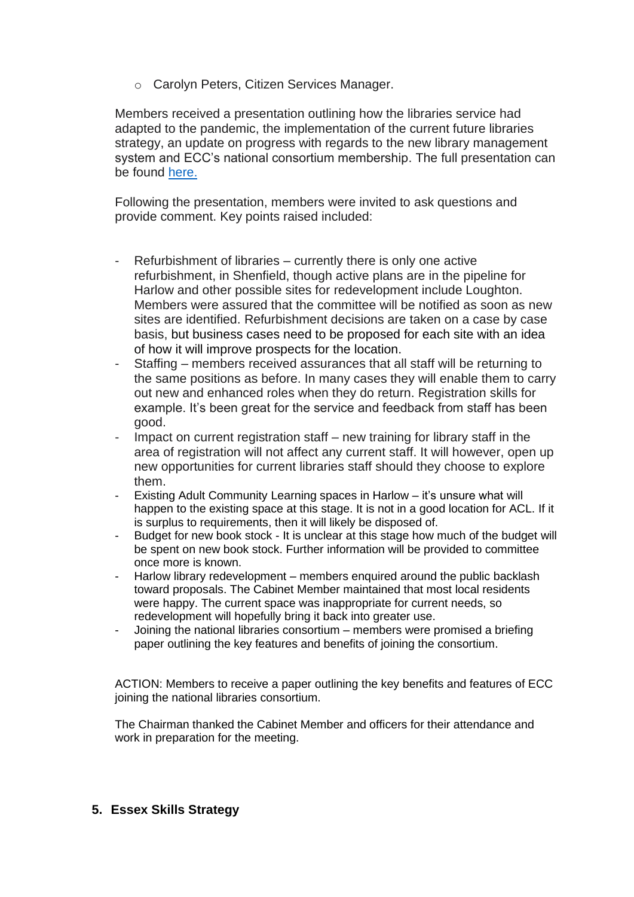- Carolyn Peters, Citizen Services Manager.

Members received a presentation outlining how the libraries service had adapted to the pandemic, the implementation of the current future libraries strategy, an update on progress with regards to the new library management system and ECC's national consortium membership. The full presentation can be found here.

Following the presentation, members were invited to ask questions and provide comment. Key points raised included:

- Refurbishment of libraries – currently there is only one active refurbishment, in Shenfield, though active plans are in the pipeline for Harlow and other possible sites for redevelopment include Loughton. Members were assured that the committee will be notified as soon as new sites are identified. Refurbishment decisions are taken on a case by case basis, but business cases need to be proposed for each site with an idea of how it will improve prospects for the location.
- Staffing – members received assurances that all staff will be returning to the same positions as before. In many cases they will enable them to carry out new and enhanced roles when they do return. Registration skills for example. It's been great for the service and feedback from staff has been good.
- Impact on current registration staff – new training for library staff in the area of registration will not affect any current staff. It will however, open up new opportunities for current libraries staff should they choose to explore them.
- Existing Adult Community Learning spaces in Harlow – it's unsure what will happen to the existing space at this stage. It is not in a good location for ACL. If it is surplus to requirements, then it will likely be disposed of.
- Budget for new book stock - It is unclear at this stage how much of the budget will be spent on new book stock. Further information will be provided to committee once more is known.
- Harlow library redevelopment – members enquired around the public backlash toward proposals. The Cabinet Member maintained that most local residents were happy. The current space was inappropriate for current needs, so redevelopment will hopefully bring it back into greater use.
- Joining the national libraries consortium – members were promised a briefing paper outlining the key features and benefits of joining the consortium.

ACTION: Members to receive a paper outlining the key benefits and features of ECC joining the national libraries consortium.

The Chairman thanked the Cabinet Member and officers for their attendance and work in preparation for the meeting.

## 5. Essex Skills Strategy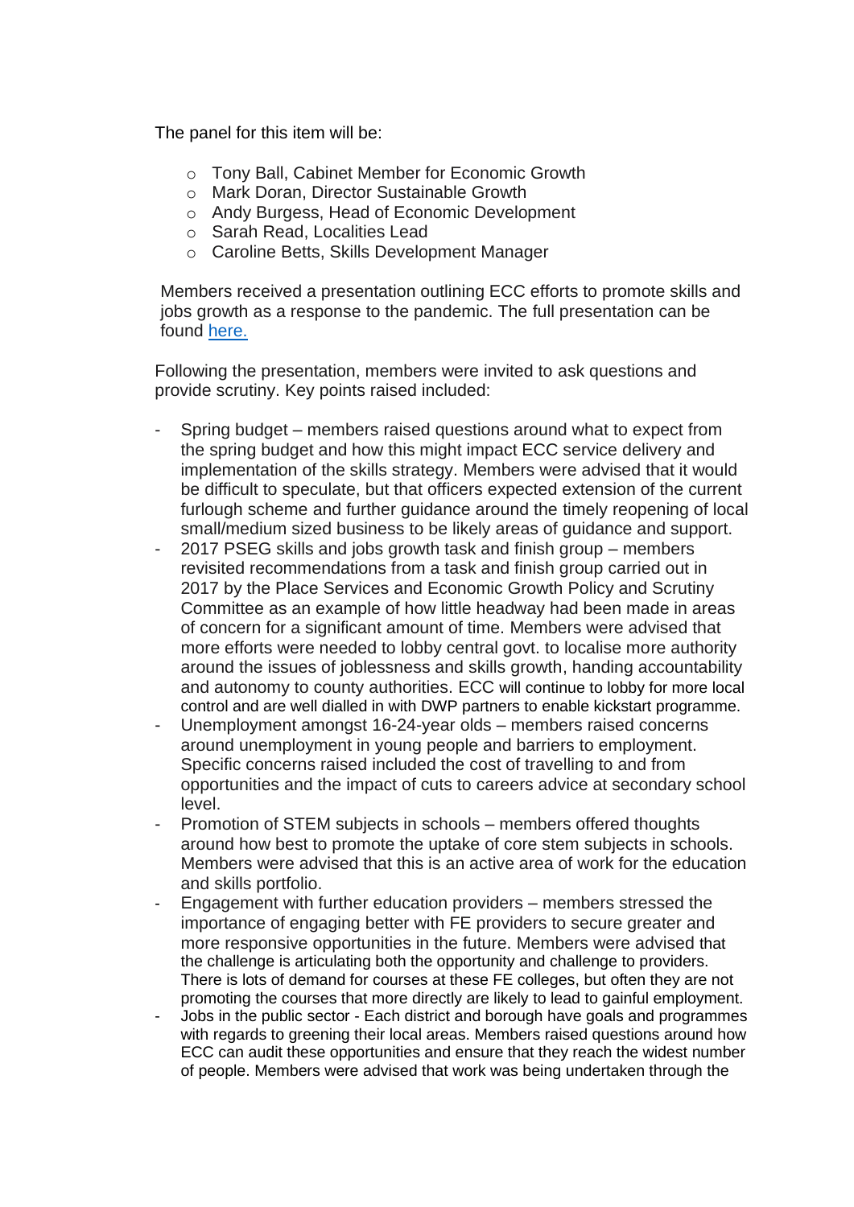The panel for this item will be:

- Tony Ball, Cabinet Member for Economic Growth
- Mark Doran, Director Sustainable Growth
- Andy Burgess, Head of Economic Development
- Sarah Read, Localities Lead
- Caroline Betts, Skills Development Manager

Members received a presentation outlining ECC efforts to promote skills and jobs growth as a response to the pandemic. The full presentation can be found [here.](#)

Following the presentation, members were invited to ask questions and provide scrutiny. Key points raised included:

- Spring budget – members raised questions around what to expect from the spring budget and how this might impact ECC service delivery and implementation of the skills strategy. Members were advised that it would be difficult to speculate, but that officers expected extension of the current furlough scheme and further guidance around the timely reopening of local small/medium sized business to be likely areas of guidance and support.
- 2017 PSEG skills and jobs growth task and finish group – members revisited recommendations from a task and finish group carried out in 2017 by the Place Services and Economic Growth Policy and Scrutiny Committee as an example of how little headway had been made in areas of concern for a significant amount of time. Members were advised that more efforts were needed to lobby central govt. to localise more authority around the issues of joblessness and skills growth, handing accountability and autonomy to county authorities. ECC will continue to lobby for more local control and are well dialled in with DWP partners to enable kickstart programme.
- Unemployment amongst 16-24-year olds – members raised concerns around unemployment in young people and barriers to employment. Specific concerns raised included the cost of travelling to and from opportunities and the impact of cuts to careers advice at secondary school level.
- Promotion of STEM subjects in schools – members offered thoughts around how best to promote the uptake of core stem subjects in schools. Members were advised that this is an active area of work for the education and skills portfolio.
- Engagement with further education providers – members stressed the importance of engaging better with FE providers to secure greater and more responsive opportunities in the future. Members were advised that the challenge is articulating both the opportunity and challenge to providers. There is lots of demand for courses at these FE colleges, but often they are not promoting the courses that more directly are likely to lead to gainful employment.
- Jobs in the public sector - Each district and borough have goals and programmes with regards to greening their local areas. Members raised questions around how ECC can audit these opportunities and ensure that they reach the widest number of people. Members were advised that work was being undertaken through the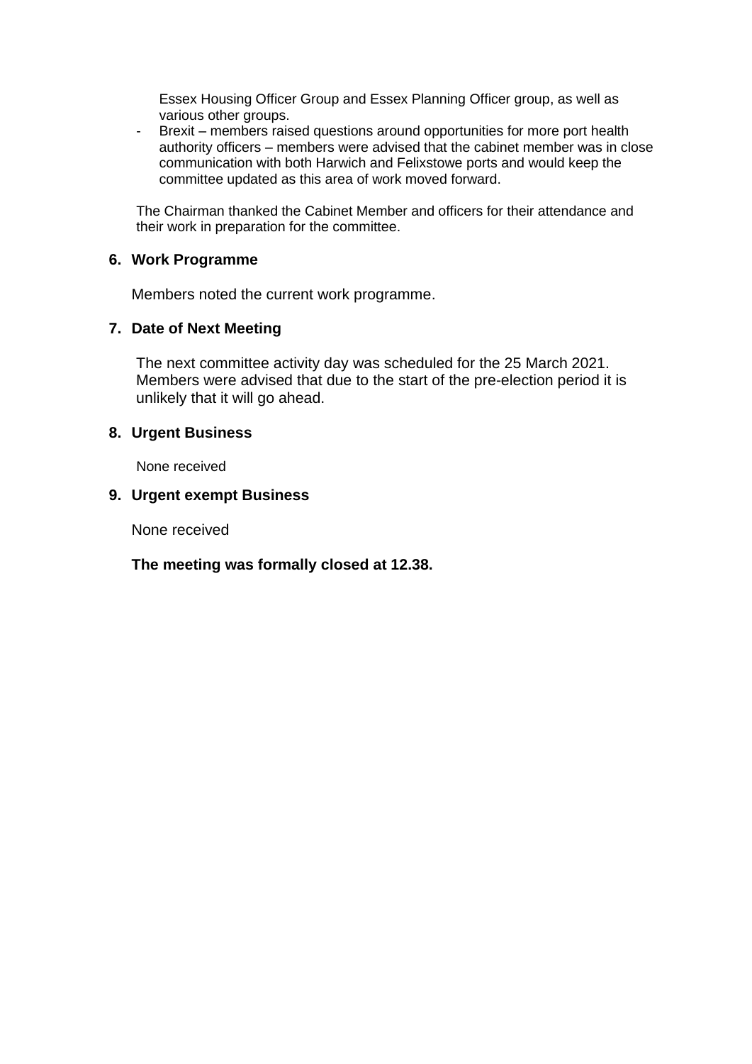Essex Housing Officer Group and Essex Planning Officer group, as well as various other groups.

- Brexit – members raised questions around opportunities for more port health authority officers – members were advised that the cabinet member was in close communication with both Harwich and Felixstowe ports and would keep the committee updated as this area of work moved forward.

The Chairman thanked the Cabinet Member and officers for their attendance and their work in preparation for the committee.

## 6. Work Programme

Members noted the current work programme.

## 7. Date of Next Meeting

The next committee activity day was scheduled for the 25 March 2021. Members were advised that due to the start of the pre-election period it is unlikely that it will go ahead.

## 8. Urgent Business

None received

## 9. Urgent exempt Business

None received

**The meeting was formally closed at 12.38.**